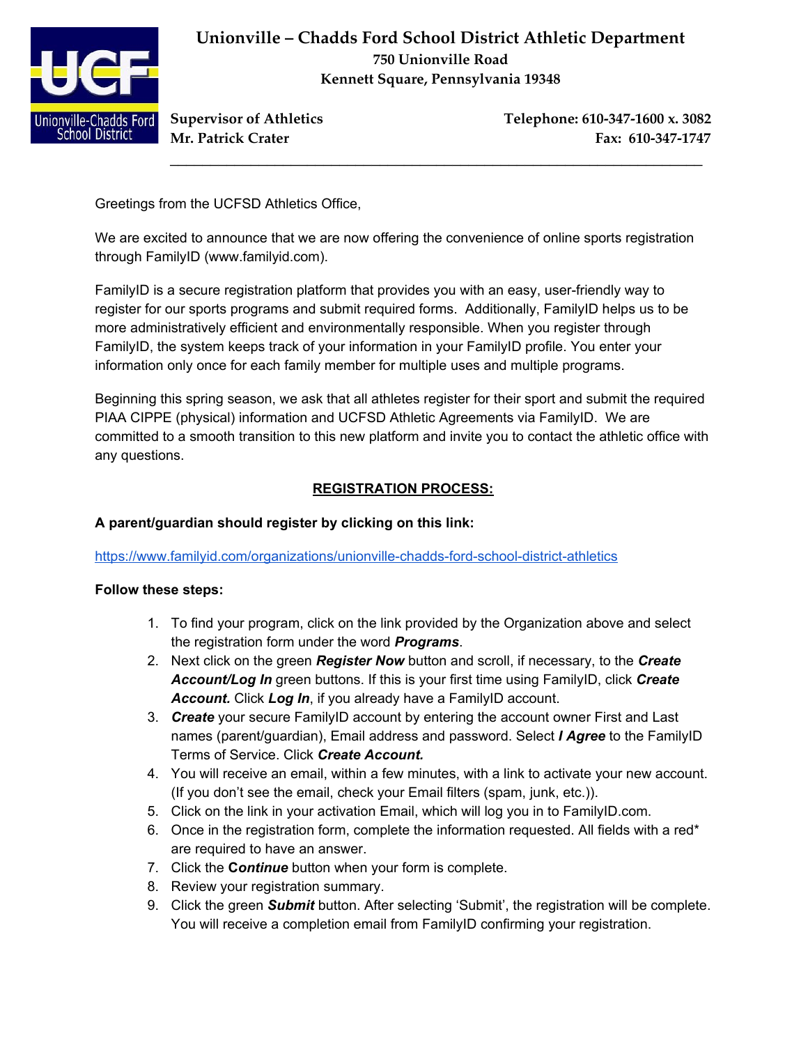# Unionville – Chadds Ford School District Athletic Department

**750 Unionville Road**
**Kennett Square, Pennsylvania 19348**

**Supervisor of Athletics** — **Telephone: 610-347-1600 x. 3082**
**Mr. Patrick Crater** — **Fax: 610-347-1747**

---

Greetings from the UCFSD Athletics Office,

We are excited to announce that we are now offering the convenience of online sports registration through FamilyID (www.familyid.com).

FamilyID is a secure registration platform that provides you with an easy, user-friendly way to register for our sports programs and submit required forms. Additionally, FamilyID helps us to be more administratively efficient and environmentally responsible. When you register through FamilyID, the system keeps track of your information in your FamilyID profile. You enter your information only once for each family member for multiple uses and multiple programs.

Beginning this spring season, we ask that all athletes register for their sport and submit the required PIAA CIPPE (physical) information and UCFSD Athletic Agreements via FamilyID. We are committed to a smooth transition to this new platform and invite you to contact the athletic office with any questions.

## REGISTRATION PROCESS:

**A parent/guardian should register by clicking on this link:**

https://www.familyid.com/organizations/unionville-chadds-ford-school-district-athletics

**Follow these steps:**

1. To find your program, click on the link provided by the Organization above and select the registration form under the word ***Programs***.
2. Next click on the green ***Register Now*** button and scroll, if necessary, to the ***Create Account/Log In*** green buttons. If this is your first time using FamilyID, click ***Create Account.*** Click ***Log In***, if you already have a FamilyID account.
3. ***Create*** your secure FamilyID account by entering the account owner First and Last names (parent/guardian), Email address and password. Select ***I Agree*** to the FamilyID Terms of Service. Click ***Create Account.***
4. You will receive an email, within a few minutes, with a link to activate your new account. (If you don't see the email, check your Email filters (spam, junk, etc.)).
5. Click on the link in your activation Email, which will log you in to FamilyID.com.
6. Once in the registration form, complete the information requested. All fields with a red* are required to have an answer.
7. Click the ***Continue*** button when your form is complete.
8. Review your registration summary.
9. Click the green ***Submit*** button. After selecting 'Submit', the registration will be complete. You will receive a completion email from FamilyID confirming your registration.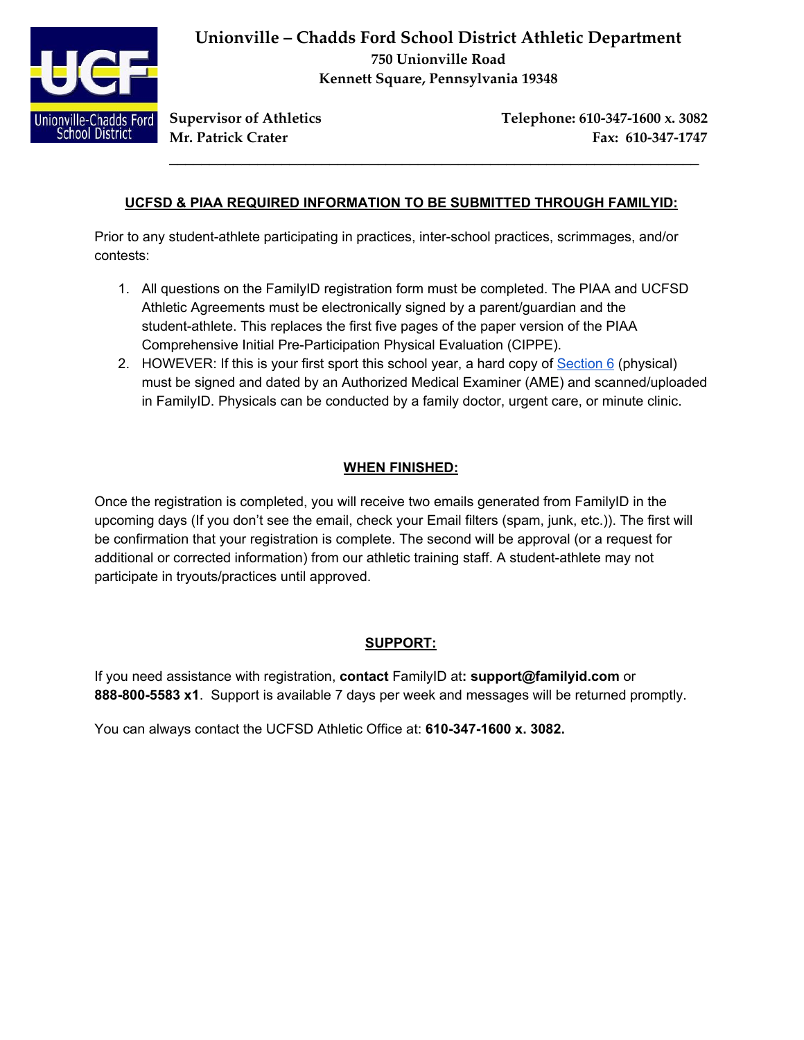# Unionville – Chadds Ford School District Athletic Department

**750 Unionville Road**
**Kennett Square, Pennsylvania 19348**

**Supervisor of Athletics**
**Mr. Patrick Crater**

**Telephone: 610-347-1600 x. 3082**
**Fax: 610-347-1747**

---

## UCFSD & PIAA REQUIRED INFORMATION TO BE SUBMITTED THROUGH FAMILYID:

Prior to any student-athlete participating in practices, inter-school practices, scrimmages, and/or contests:

1. All questions on the FamilyID registration form must be completed. The PIAA and UCFSD Athletic Agreements must be electronically signed by a parent/guardian and the student-athlete. This replaces the first five pages of the paper version of the PIAA Comprehensive Initial Pre-Participation Physical Evaluation (CIPPE).
2. HOWEVER: If this is your first sport this school year, a hard copy of Section 6 (physical) must be signed and dated by an Authorized Medical Examiner (AME) and scanned/uploaded in FamilyID. Physicals can be conducted by a family doctor, urgent care, or minute clinic.

## WHEN FINISHED:

Once the registration is completed, you will receive two emails generated from FamilyID in the upcoming days (If you don't see the email, check your Email filters (spam, junk, etc.)). The first will be confirmation that your registration is complete. The second will be approval (or a request for additional or corrected information) from our athletic training staff. A student-athlete may not participate in tryouts/practices until approved.

## SUPPORT:

If you need assistance with registration, **contact** FamilyID at**: support@familyid.com** or **888-800-5583 x1**. Support is available 7 days per week and messages will be returned promptly.

You can always contact the UCFSD Athletic Office at: **610-347-1600 x. 3082.**